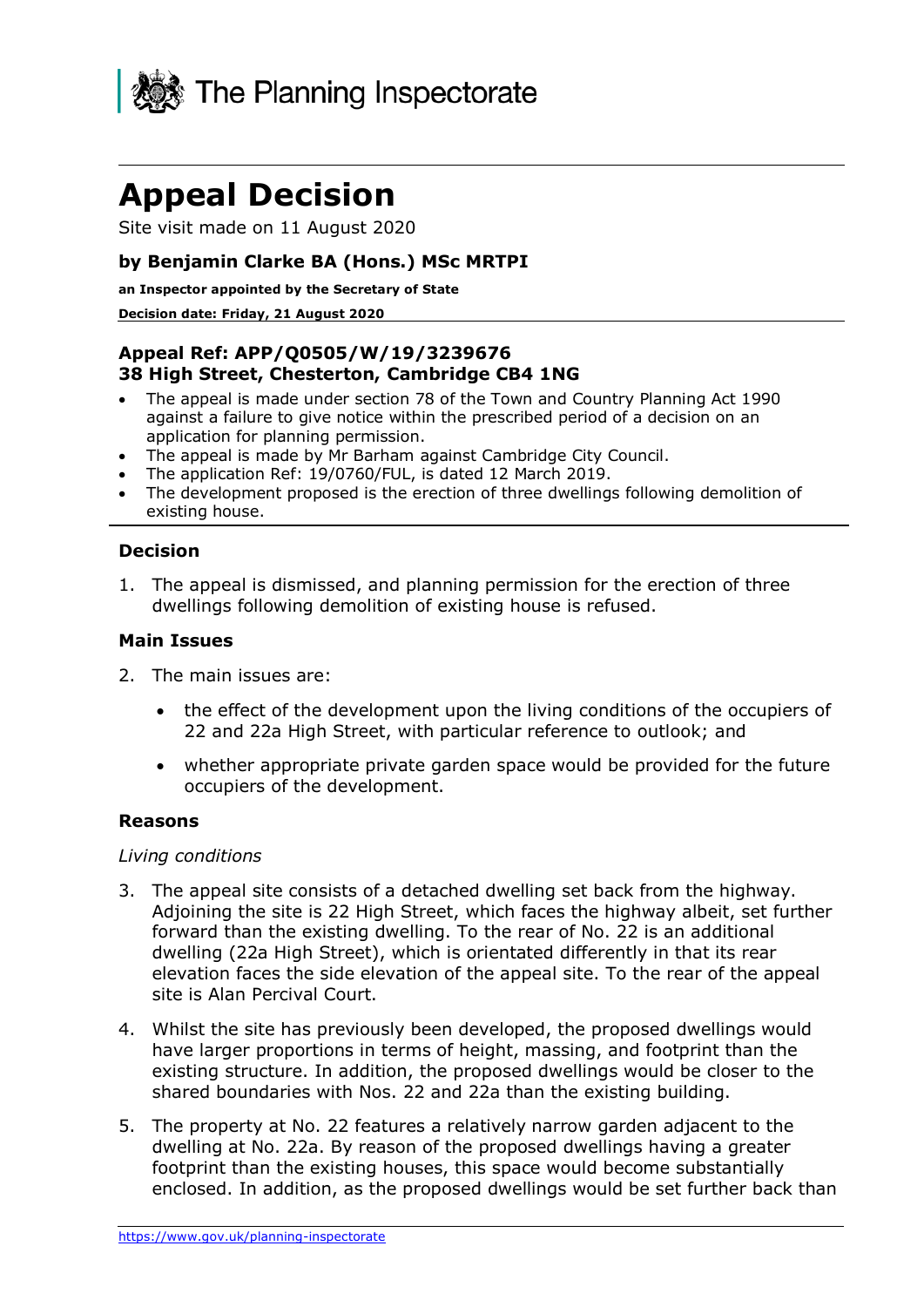The Planning Inspectorate

# Appeal Decision

Site visit made on 11 August 2020

**by Benjamin Clarke BA (Hons.) MSc MRTPI**

**an Inspector appointed by the Secretary of State**

**Decision date: Friday, 21 August 2020**

**Appeal Ref: APP/Q0505/W/19/3239676**
**38 High Street, Chesterton, Cambridge CB4 1NG**

- The appeal is made under section 78 of the Town and Country Planning Act 1990 against a failure to give notice within the prescribed period of a decision on an application for planning permission.
- The appeal is made by Mr Barham against Cambridge City Council.
- The application Ref: 19/0760/FUL, is dated 12 March 2019.
- The development proposed is the erection of three dwellings following demolition of existing house.

## Decision

1. The appeal is dismissed, and planning permission for the erection of three dwellings following demolition of existing house is refused.

## Main Issues

2. The main issues are:

   - the effect of the development upon the living conditions of the occupiers of 22 and 22a High Street, with particular reference to outlook; and
   - whether appropriate private garden space would be provided for the future occupiers of the development.

## Reasons

*Living conditions*

3. The appeal site consists of a detached dwelling set back from the highway. Adjoining the site is 22 High Street, which faces the highway albeit, set further forward than the existing dwelling. To the rear of No. 22 is an additional dwelling (22a High Street), which is orientated differently in that its rear elevation faces the side elevation of the appeal site. To the rear of the appeal site is Alan Percival Court.

4. Whilst the site has previously been developed, the proposed dwellings would have larger proportions in terms of height, massing, and footprint than the existing structure. In addition, the proposed dwellings would be closer to the shared boundaries with Nos. 22 and 22a than the existing building.

5. The property at No. 22 features a relatively narrow garden adjacent to the dwelling at No. 22a. By reason of the proposed dwellings having a greater footprint than the existing houses, this space would become substantially enclosed. In addition, as the proposed dwellings would be set further back than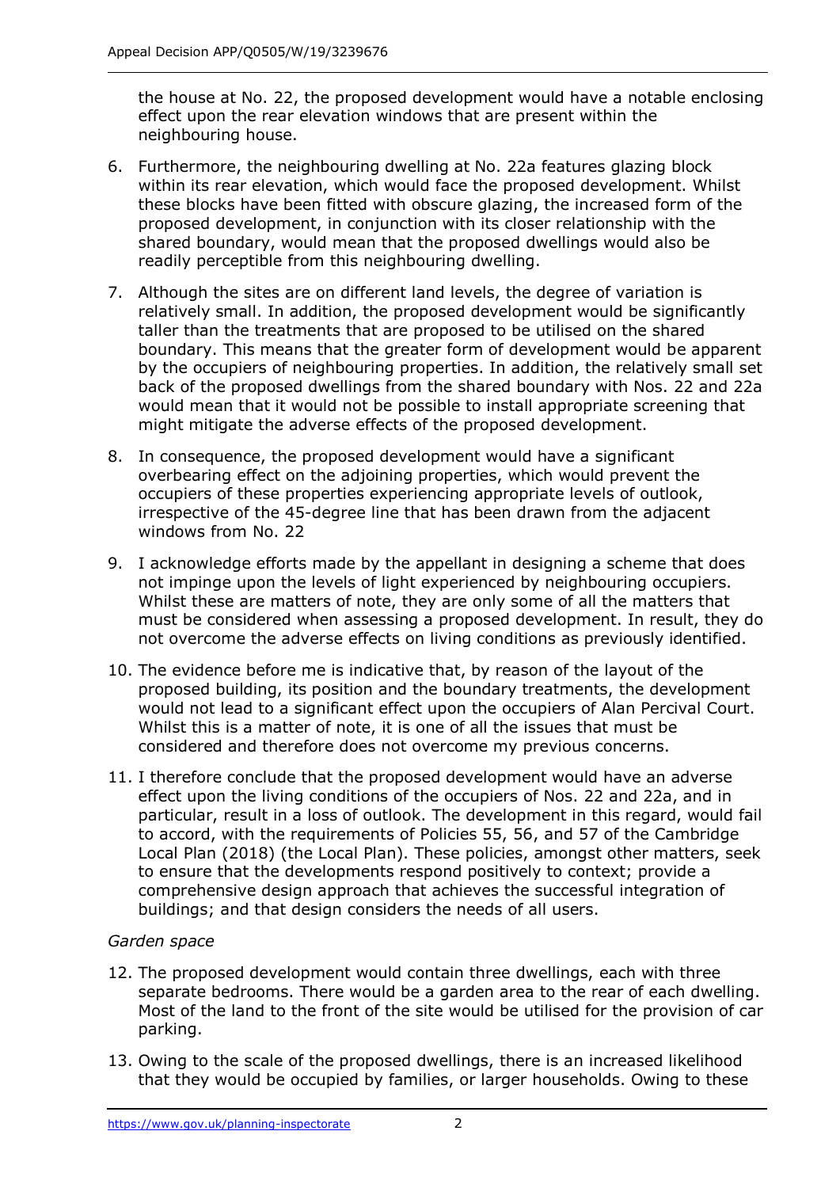the house at No. 22, the proposed development would have a notable enclosing effect upon the rear elevation windows that are present within the neighbouring house.

6. Furthermore, the neighbouring dwelling at No. 22a features glazing block within its rear elevation, which would face the proposed development. Whilst these blocks have been fitted with obscure glazing, the increased form of the proposed development, in conjunction with its closer relationship with the shared boundary, would mean that the proposed dwellings would also be readily perceptible from this neighbouring dwelling.

7. Although the sites are on different land levels, the degree of variation is relatively small. In addition, the proposed development would be significantly taller than the treatments that are proposed to be utilised on the shared boundary. This means that the greater form of development would be apparent by the occupiers of neighbouring properties. In addition, the relatively small set back of the proposed dwellings from the shared boundary with Nos. 22 and 22a would mean that it would not be possible to install appropriate screening that might mitigate the adverse effects of the proposed development.

8. In consequence, the proposed development would have a significant overbearing effect on the adjoining properties, which would prevent the occupiers of these properties experiencing appropriate levels of outlook, irrespective of the 45-degree line that has been drawn from the adjacent windows from No. 22

9. I acknowledge efforts made by the appellant in designing a scheme that does not impinge upon the levels of light experienced by neighbouring occupiers. Whilst these are matters of note, they are only some of all the matters that must be considered when assessing a proposed development. In result, they do not overcome the adverse effects on living conditions as previously identified.

10. The evidence before me is indicative that, by reason of the layout of the proposed building, its position and the boundary treatments, the development would not lead to a significant effect upon the occupiers of Alan Percival Court. Whilst this is a matter of note, it is one of all the issues that must be considered and therefore does not overcome my previous concerns.

11. I therefore conclude that the proposed development would have an adverse effect upon the living conditions of the occupiers of Nos. 22 and 22a, and in particular, result in a loss of outlook. The development in this regard, would fail to accord, with the requirements of Policies 55, 56, and 57 of the Cambridge Local Plan (2018) (the Local Plan). These policies, amongst other matters, seek to ensure that the developments respond positively to context; provide a comprehensive design approach that achieves the successful integration of buildings; and that design considers the needs of all users.

*Garden space*

12. The proposed development would contain three dwellings, each with three separate bedrooms. There would be a garden area to the rear of each dwelling. Most of the land to the front of the site would be utilised for the provision of car parking.

13. Owing to the scale of the proposed dwellings, there is an increased likelihood that they would be occupied by families, or larger households. Owing to these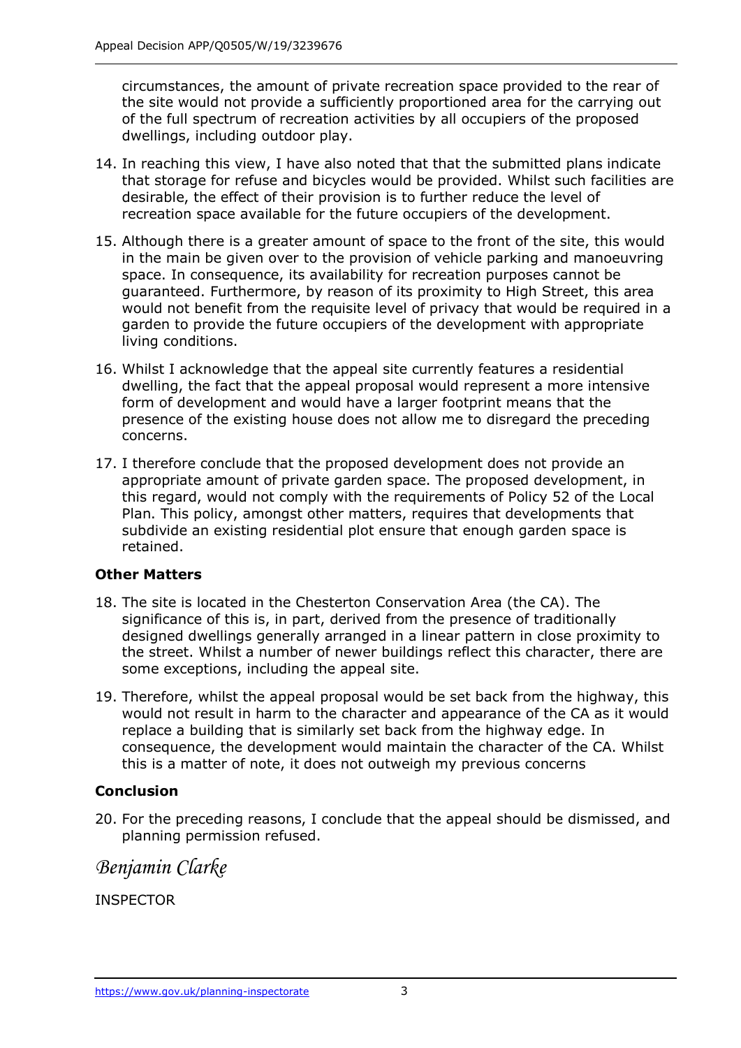circumstances, the amount of private recreation space provided to the rear of the site would not provide a sufficiently proportioned area for the carrying out of the full spectrum of recreation activities by all occupiers of the proposed dwellings, including outdoor play.

14. In reaching this view, I have also noted that that the submitted plans indicate that storage for refuse and bicycles would be provided. Whilst such facilities are desirable, the effect of their provision is to further reduce the level of recreation space available for the future occupiers of the development.

15. Although there is a greater amount of space to the front of the site, this would in the main be given over to the provision of vehicle parking and manoeuvring space. In consequence, its availability for recreation purposes cannot be guaranteed. Furthermore, by reason of its proximity to High Street, this area would not benefit from the requisite level of privacy that would be required in a garden to provide the future occupiers of the development with appropriate living conditions.

16. Whilst I acknowledge that the appeal site currently features a residential dwelling, the fact that the appeal proposal would represent a more intensive form of development and would have a larger footprint means that the presence of the existing house does not allow me to disregard the preceding concerns.

17. I therefore conclude that the proposed development does not provide an appropriate amount of private garden space. The proposed development, in this regard, would not comply with the requirements of Policy 52 of the Local Plan. This policy, amongst other matters, requires that developments that subdivide an existing residential plot ensure that enough garden space is retained.

### Other Matters

18. The site is located in the Chesterton Conservation Area (the CA). The significance of this is, in part, derived from the presence of traditionally designed dwellings generally arranged in a linear pattern in close proximity to the street. Whilst a number of newer buildings reflect this character, there are some exceptions, including the appeal site.

19. Therefore, whilst the appeal proposal would be set back from the highway, this would not result in harm to the character and appearance of the CA as it would replace a building that is similarly set back from the highway edge. In consequence, the development would maintain the character of the CA. Whilst this is a matter of note, it does not outweigh my previous concerns

### Conclusion

20. For the preceding reasons, I conclude that the appeal should be dismissed, and planning permission refused.

*Benjamin Clarke*

INSPECTOR